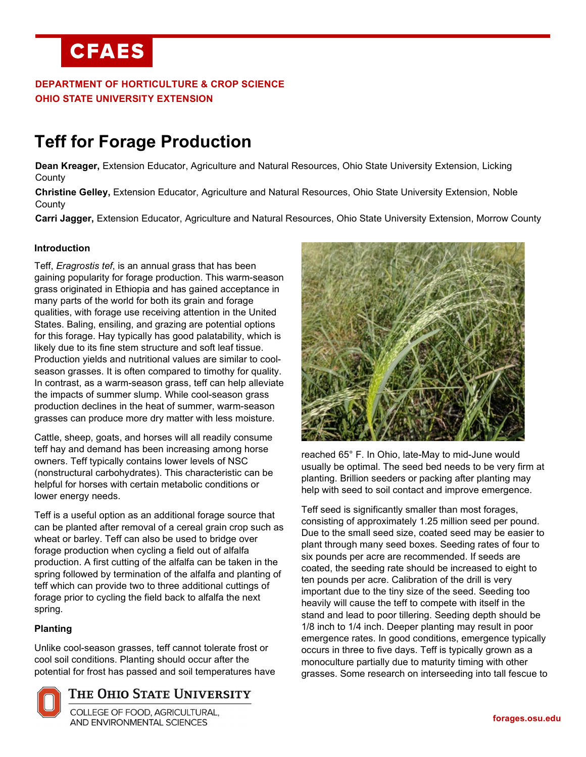CFAES

**DEPARTMENT OF HORTICULTURE & CROP SCIENCE**
**OHIO STATE UNIVERSITY EXTENSION**

# Teff for Forage Production

**Dean Kreager,** Extension Educator, Agriculture and Natural Resources, Ohio State University Extension, Licking County

**Christine Gelley,** Extension Educator, Agriculture and Natural Resources, Ohio State University Extension, Noble County

**Carri Jagger,** Extension Educator, Agriculture and Natural Resources, Ohio State University Extension, Morrow County

### Introduction

Teff, *Eragrostis tef*, is an annual grass that has been gaining popularity for forage production. This warm-season grass originated in Ethiopia and has gained acceptance in many parts of the world for both its grain and forage qualities, with forage use receiving attention in the United States. Baling, ensiling, and grazing are potential options for this forage. Hay typically has good palatability, which is likely due to its fine stem structure and soft leaf tissue. Production yields and nutritional values are similar to cool-season grasses. It is often compared to timothy for quality. In contrast, as a warm-season grass, teff can help alleviate the impacts of summer slump. While cool-season grass production declines in the heat of summer, warm-season grasses can produce more dry matter with less moisture.

Cattle, sheep, goats, and horses will all readily consume teff hay and demand has been increasing among horse owners. Teff typically contains lower levels of NSC (nonstructural carbohydrates). This characteristic can be helpful for horses with certain metabolic conditions or lower energy needs.

Teff is a useful option as an additional forage source that can be planted after removal of a cereal grain crop such as wheat or barley. Teff can also be used to bridge over forage production when cycling a field out of alfalfa production. A first cutting of the alfalfa can be taken in the spring followed by termination of the alfalfa and planting of teff which can provide two to three additional cuttings of forage prior to cycling the field back to alfalfa the next spring.

### Planting

Unlike cool-season grasses, teff cannot tolerate frost or cool soil conditions. Planting should occur after the potential for frost has passed and soil temperatures have reached 65° F. In Ohio, late-May to mid-June would usually be optimal. The seed bed needs to be very firm at planting. Brillion seeders or packing after planting may help with seed to soil contact and improve emergence.

Teff seed is significantly smaller than most forages, consisting of approximately 1.25 million seed per pound. Due to the small seed size, coated seed may be easier to plant through many seed boxes. Seeding rates of four to six pounds per acre are recommended. If seeds are coated, the seeding rate should be increased to eight to ten pounds per acre. Calibration of the drill is very important due to the tiny size of the seed. Seeding too heavily will cause the teff to compete with itself in the stand and lead to poor tillering. Seeding depth should be 1/8 inch to 1/4 inch. Deeper planting may result in poor emergence rates. In good conditions, emergence typically occurs in three to five days. Teff is typically grown as a monoculture partially due to maturity timing with other grasses. Some research on interseeding into tall fescue to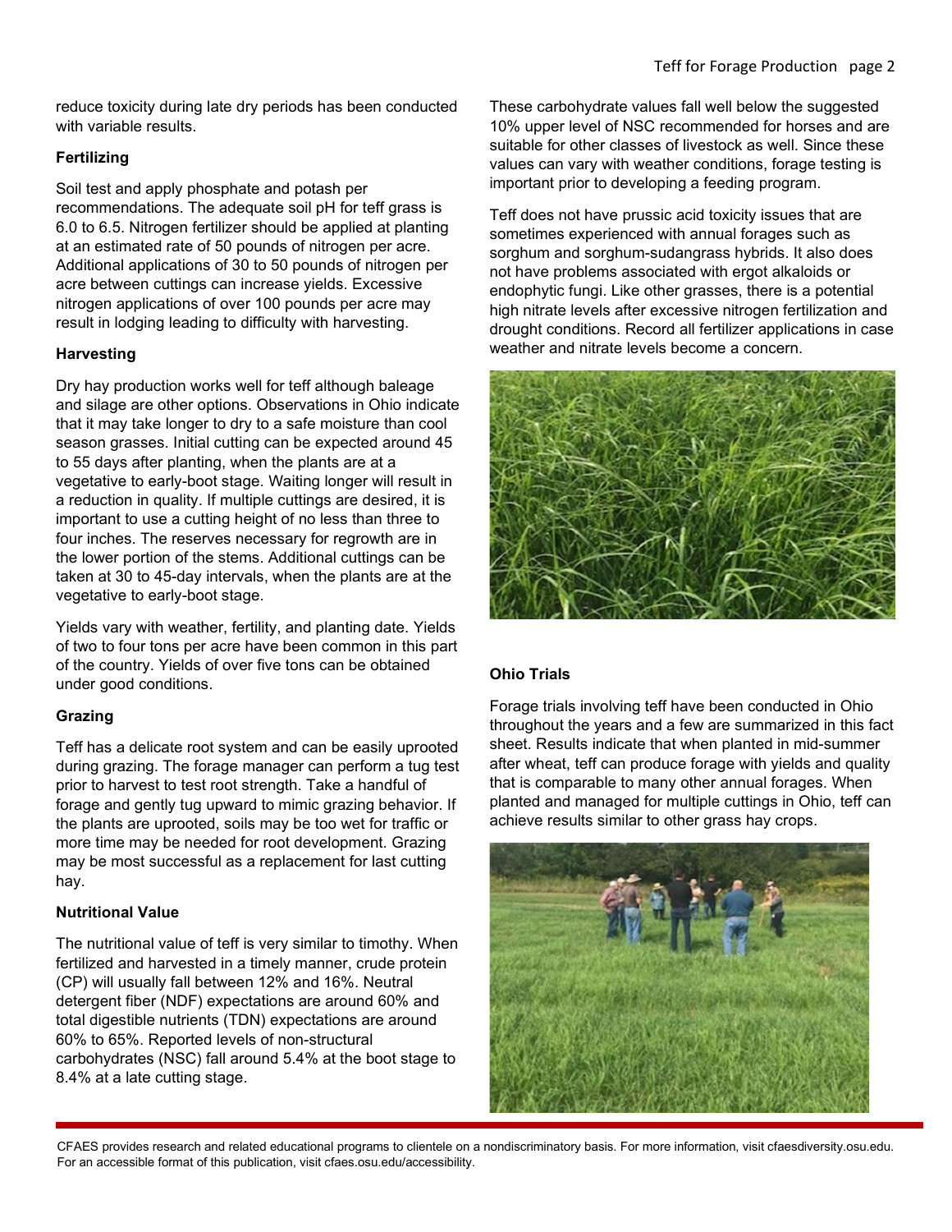reduce toxicity during late dry periods has been conducted with variable results.

### Fertilizing

Soil test and apply phosphate and potash per recommendations. The adequate soil pH for teff grass is 6.0 to 6.5. Nitrogen fertilizer should be applied at planting at an estimated rate of 50 pounds of nitrogen per acre. Additional applications of 30 to 50 pounds of nitrogen per acre between cuttings can increase yields. Excessive nitrogen applications of over 100 pounds per acre may result in lodging leading to difficulty with harvesting.

### Harvesting

Dry hay production works well for teff although baleage and silage are other options. Observations in Ohio indicate that it may take longer to dry to a safe moisture than cool season grasses. Initial cutting can be expected around 45 to 55 days after planting, when the plants are at a vegetative to early-boot stage. Waiting longer will result in a reduction in quality. If multiple cuttings are desired, it is important to use a cutting height of no less than three to four inches. The reserves necessary for regrowth are in the lower portion of the stems. Additional cuttings can be taken at 30 to 45-day intervals, when the plants are at the vegetative to early-boot stage.

Yields vary with weather, fertility, and planting date. Yields of two to four tons per acre have been common in this part of the country. Yields of over five tons can be obtained under good conditions.

### Grazing

Teff has a delicate root system and can be easily uprooted during grazing. The forage manager can perform a tug test prior to harvest to test root strength. Take a handful of forage and gently tug upward to mimic grazing behavior. If the plants are uprooted, soils may be too wet for traffic or more time may be needed for root development. Grazing may be most successful as a replacement for last cutting hay.

### Nutritional Value

The nutritional value of teff is very similar to timothy. When fertilized and harvested in a timely manner, crude protein (CP) will usually fall between 12% and 16%. Neutral detergent fiber (NDF) expectations are around 60% and total digestible nutrients (TDN) expectations are around 60% to 65%. Reported levels of non-structural carbohydrates (NSC) fall around 5.4% at the boot stage to 8.4% at a late cutting stage.

These carbohydrate values fall well below the suggested 10% upper level of NSC recommended for horses and are suitable for other classes of livestock as well. Since these values can vary with weather conditions, forage testing is important prior to developing a feeding program.

Teff does not have prussic acid toxicity issues that are sometimes experienced with annual forages such as sorghum and sorghum-sudangrass hybrids. It also does not have problems associated with ergot alkaloids or endophytic fungi. Like other grasses, there is a potential high nitrate levels after excessive nitrogen fertilization and drought conditions. Record all fertilizer applications in case weather and nitrate levels become a concern.

### Ohio Trials

Forage trials involving teff have been conducted in Ohio throughout the years and a few are summarized in this fact sheet. Results indicate that when planted in mid-summer after wheat, teff can produce forage with yields and quality that is comparable to many other annual forages. When planted and managed for multiple cuttings in Ohio, teff can achieve results similar to other grass hay crops.

CFAES provides research and related educational programs to clientele on a nondiscriminatory basis. For more information, visit cfaesdiversity.osu.edu. For an accessible format of this publication, visit cfaes.osu.edu/accessibility.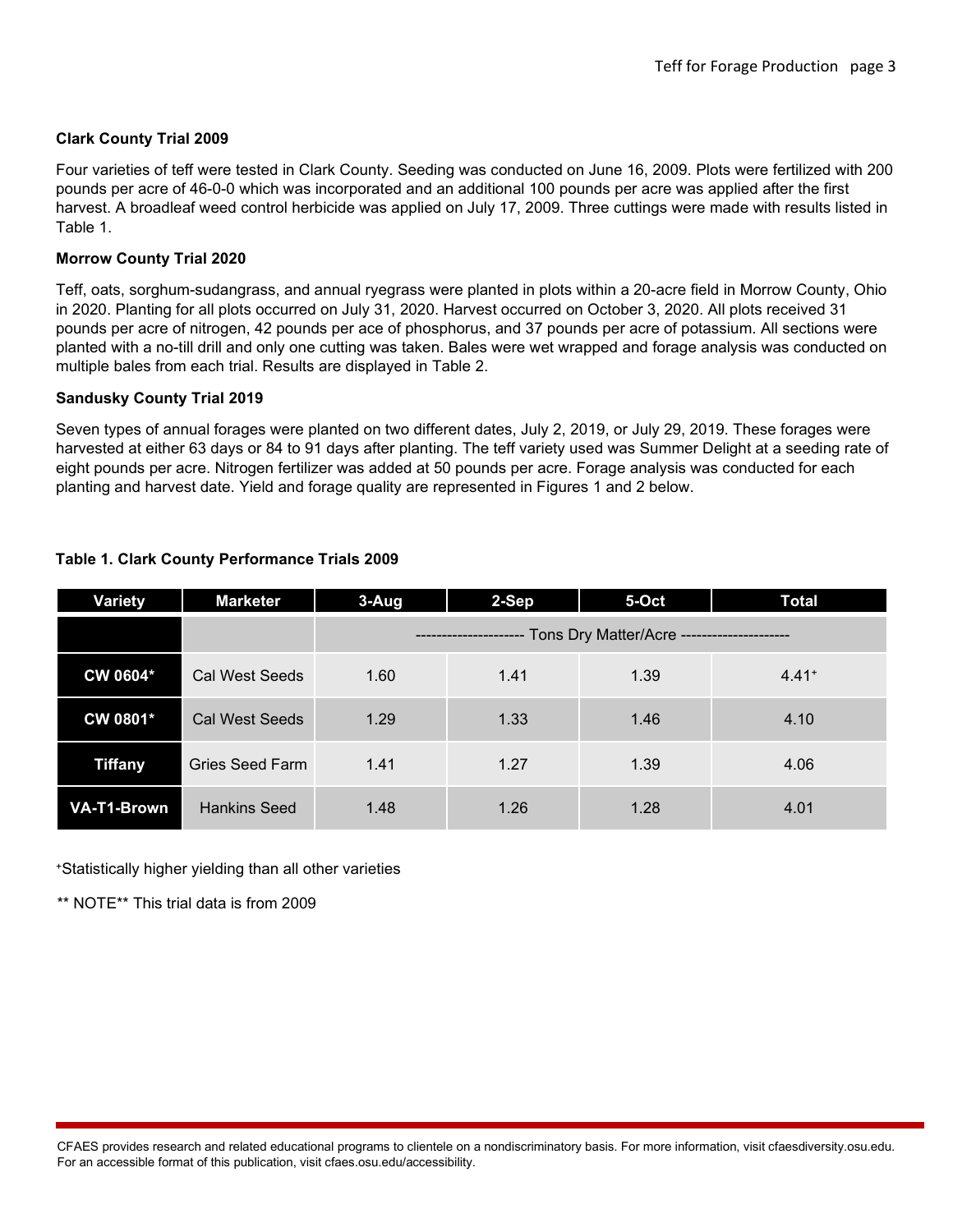### Clark County Trial 2009

Four varieties of teff were tested in Clark County. Seeding was conducted on June 16, 2009. Plots were fertilized with 200 pounds per acre of 46-0-0 which was incorporated and an additional 100 pounds per acre was applied after the first harvest. A broadleaf weed control herbicide was applied on July 17, 2009. Three cuttings were made with results listed in Table 1.

### Morrow County Trial 2020

Teff, oats, sorghum-sudangrass, and annual ryegrass were planted in plots within a 20-acre field in Morrow County, Ohio in 2020. Planting for all plots occurred on July 31, 2020. Harvest occurred on October 3, 2020. All plots received 31 pounds per acre of nitrogen, 42 pounds per ace of phosphorus, and 37 pounds per acre of potassium. All sections were planted with a no-till drill and only one cutting was taken. Bales were wet wrapped and forage analysis was conducted on multiple bales from each trial. Results are displayed in Table 2.

### Sandusky County Trial 2019

Seven types of annual forages were planted on two different dates, July 2, 2019, or July 29, 2019. These forages were harvested at either 63 days or 84 to 91 days after planting. The teff variety used was Summer Delight at a seeding rate of eight pounds per acre. Nitrogen fertilizer was added at 50 pounds per acre. Forage analysis was conducted for each planting and harvest date. Yield and forage quality are represented in Figures 1 and 2 below.

**Table 1. Clark County Performance Trials 2009**

| Variety | Marketer | 3-Aug | 2-Sep | 5-Oct | Total |
|---|---|---|---|---|---|
| | | -------------------- Tons Dry Matter/Acre -------------------- | | | |
| CW 0604* | Cal West Seeds | 1.60 | 1.41 | 1.39 | 4.41+ |
| CW 0801* | Cal West Seeds | 1.29 | 1.33 | 1.46 | 4.10 |
| Tiffany | Gries Seed Farm | 1.41 | 1.27 | 1.39 | 4.06 |
| VA-T1-Brown | Hankins Seed | 1.48 | 1.26 | 1.28 | 4.01 |

+Statistically higher yielding than all other varieties

** NOTE** This trial data is from 2009

CFAES provides research and related educational programs to clientele on a nondiscriminatory basis. For more information, visit cfaesdiversity.osu.edu. For an accessible format of this publication, visit cfaes.osu.edu/accessibility.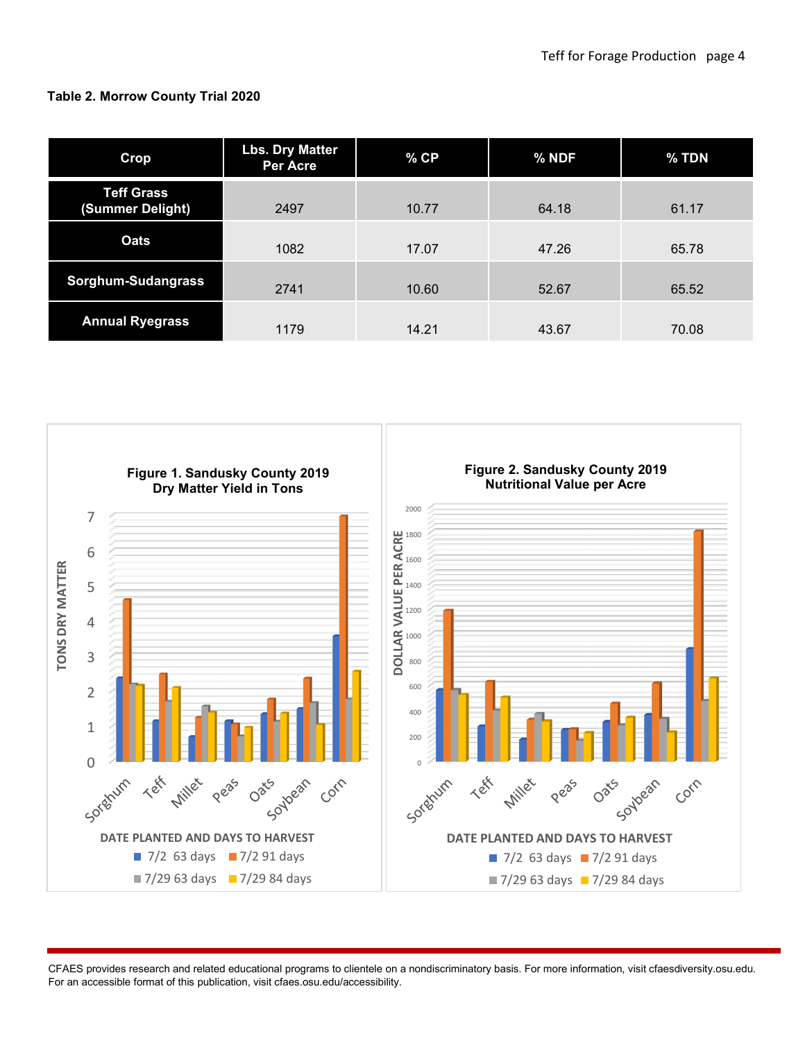**Table 2. Morrow County Trial 2020**

| Crop | Lbs. Dry Matter Per Acre | % CP | % NDF | % TDN |
|---|---|---|---|---|
| Teff Grass (Summer Delight) | 2497 | 10.77 | 64.18 | 61.17 |
| Oats | 1082 | 17.07 | 47.26 | 65.78 |
| Sorghum-Sudangrass | 2741 | 10.60 | 52.67 | 65.52 |
| Annual Ryegrass | 1179 | 14.21 | 43.67 | 70.08 |

**Figure 1. Sandusky County 2019 Dry Matter Yield in Tons**

**Figure 2. Sandusky County 2019 Nutritional Value per Acre**

CFAES provides research and related educational programs to clientele on a nondiscriminatory basis. For more information, visit cfaesdiversity.osu.edu. For an accessible format of this publication, visit cfaes.osu.edu/accessibility.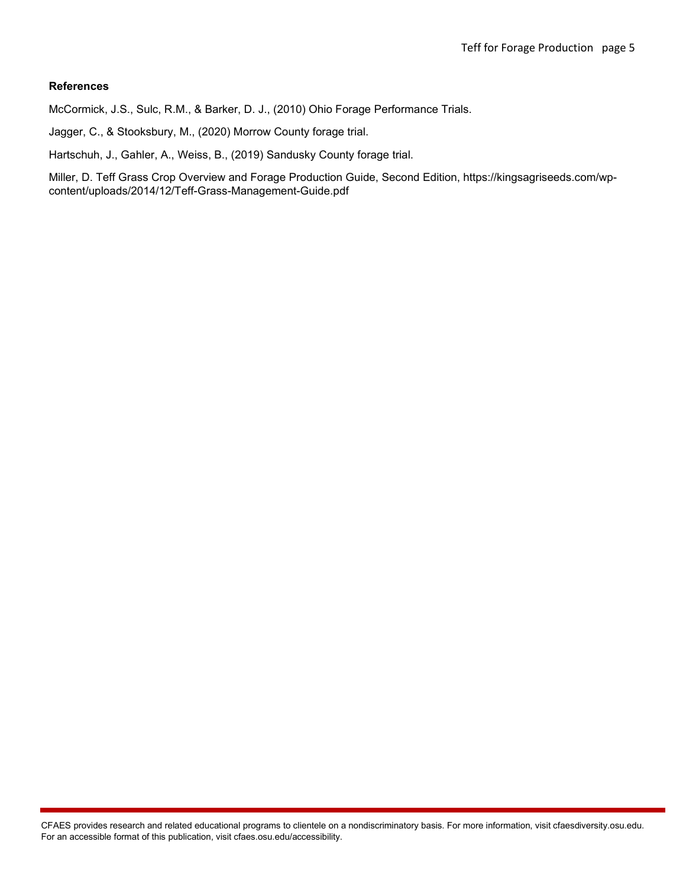**References**

McCormick, J.S., Sulc, R.M., & Barker, D. J., (2010) Ohio Forage Performance Trials.

Jagger, C., & Stooksbury, M., (2020) Morrow County forage trial.

Hartschuh, J., Gahler, A., Weiss, B., (2019) Sandusky County forage trial.

Miller, D. Teff Grass Crop Overview and Forage Production Guide, Second Edition, https://kingsagriseeds.com/wp-content/uploads/2014/12/Teff-Grass-Management-Guide.pdf

CFAES provides research and related educational programs to clientele on a nondiscriminatory basis. For more information, visit cfaesdiversity.osu.edu. For an accessible format of this publication, visit cfaes.osu.edu/accessibility.